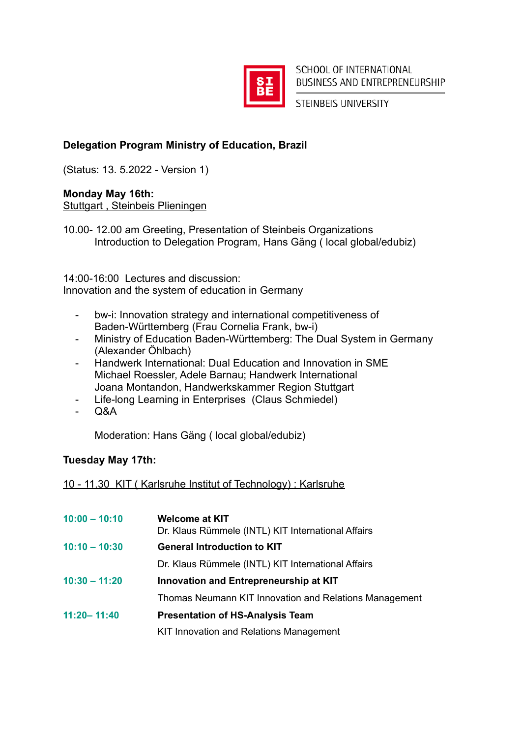SCHOOL OF INTERNATIONAL BUSINESS AND ENTREPRENEURSHIP

STEINBEIS UNIVERSITY

**Delegation Program Ministry of Education, Brazil**

(Status: 13. 5.2022 - Version 1)

**Monday May 16th:**
Stuttgart , Steinbeis Plieningen

10.00- 12.00 am Greeting, Presentation of Steinbeis Organizations
Introduction to Delegation Program, Hans Gäng ( local global/edubiz)

14:00-16:00 Lectures and discussion:
Innovation and the system of education in Germany

- bw-i: Innovation strategy and international competitiveness of Baden-Württemberg (Frau Cornelia Frank, bw-i)
- Ministry of Education Baden-Württemberg: The Dual System in Germany (Alexander Öhlbach)
- Handwerk International: Dual Education and Innovation in SME
  Michael Roessler, Adele Barnau; Handwerk International
  Joana Montandon, Handwerkskammer Region Stuttgart
- Life-long Learning in Enterprises (Claus Schmiedel)
- Q&A

Moderation: Hans Gäng ( local global/edubiz)

**Tuesday May 17th:**

10 - 11.30 KIT ( Karlsruhe Institut of Technology) : Karlsruhe

| | |
|---|---|
| **10:00 – 10:10** | **Welcome at KIT**<br>Dr. Klaus Rümmele (INTL) KIT International Affairs |
| **10:10 – 10:30** | **General Introduction to KIT**<br>Dr. Klaus Rümmele (INTL) KIT International Affairs |
| **10:30 – 11:20** | **Innovation and Entrepreneurship at KIT**<br>Thomas Neumann KIT Innovation and Relations Management |
| **11:20– 11:40** | **Presentation of HS-Analysis Team**<br>KIT Innovation and Relations Management |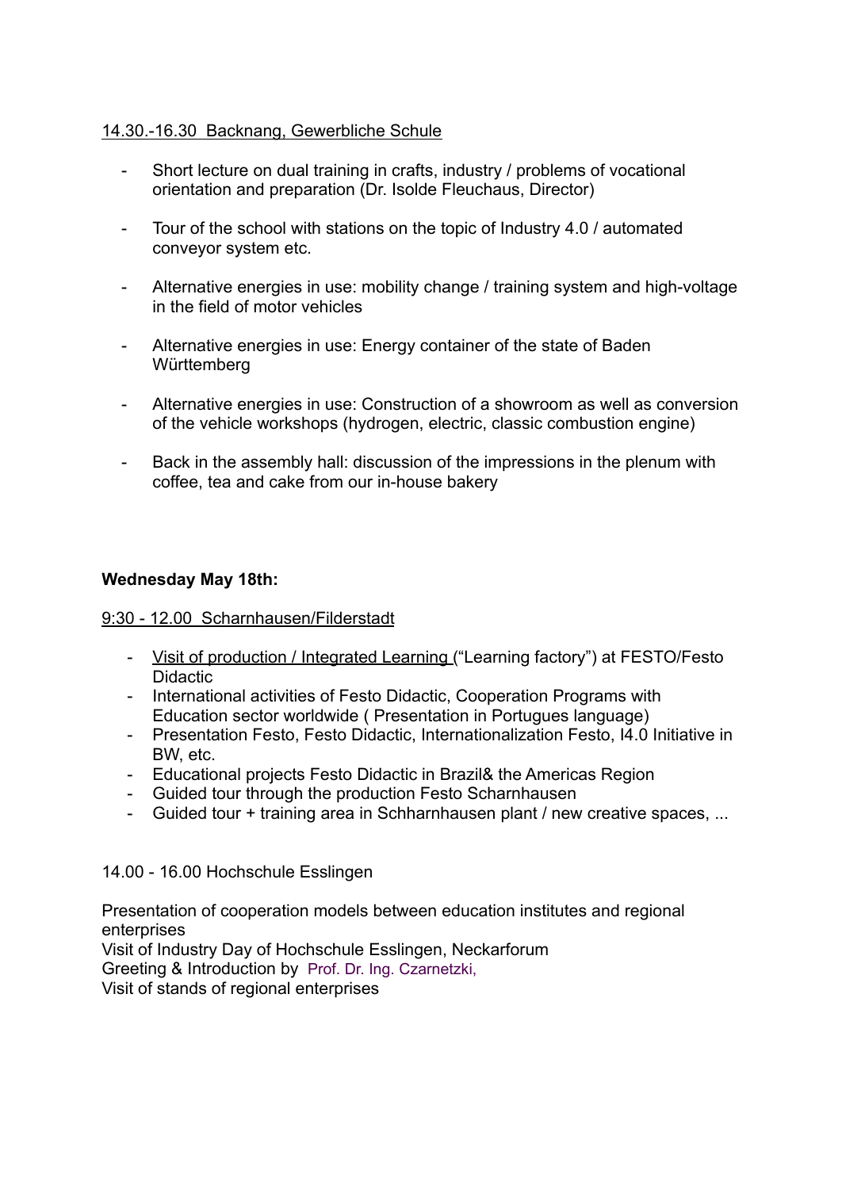<u>14.30.-16.30  Backnang, Gewerbliche Schule</u>

- Short lecture on dual training in crafts, industry / problems of vocational orientation and preparation (Dr. Isolde Fleuchaus, Director)

- Tour of the school with stations on the topic of Industry 4.0 / automated conveyor system etc.

- Alternative energies in use: mobility change / training system and high-voltage in the field of motor vehicles

- Alternative energies in use: Energy container of the state of Baden Württemberg

- Alternative energies in use: Construction of a showroom as well as conversion of the vehicle workshops (hydrogen, electric, classic combustion engine)

- Back in the assembly hall: discussion of the impressions in the plenum with coffee, tea and cake from our in-house bakery

**Wednesday May 18th:**

<u>9:30 - 12.00  Scharnhausen/Filderstadt</u>

- <u>Visit of production / Integrated Learning</u> ("Learning factory") at FESTO/Festo Didactic
- International activities of Festo Didactic, Cooperation Programs with Education sector worldwide ( Presentation in Portugues language)
- Presentation Festo, Festo Didactic, Internationalization Festo, I4.0 Initiative in BW, etc.
- Educational projects Festo Didactic in Brazil& the Americas Region
- Guided tour through the production Festo Scharnhausen
- Guided tour + training area in Schharnhausen plant / new creative spaces, ...

14.00 - 16.00 Hochschule Esslingen

Presentation of cooperation models between education institutes and regional enterprises
Visit of Industry Day of Hochschule Esslingen, Neckarforum
Greeting & Introduction by  Prof. Dr. Ing. Czarnetzki,
Visit of stands of regional enterprises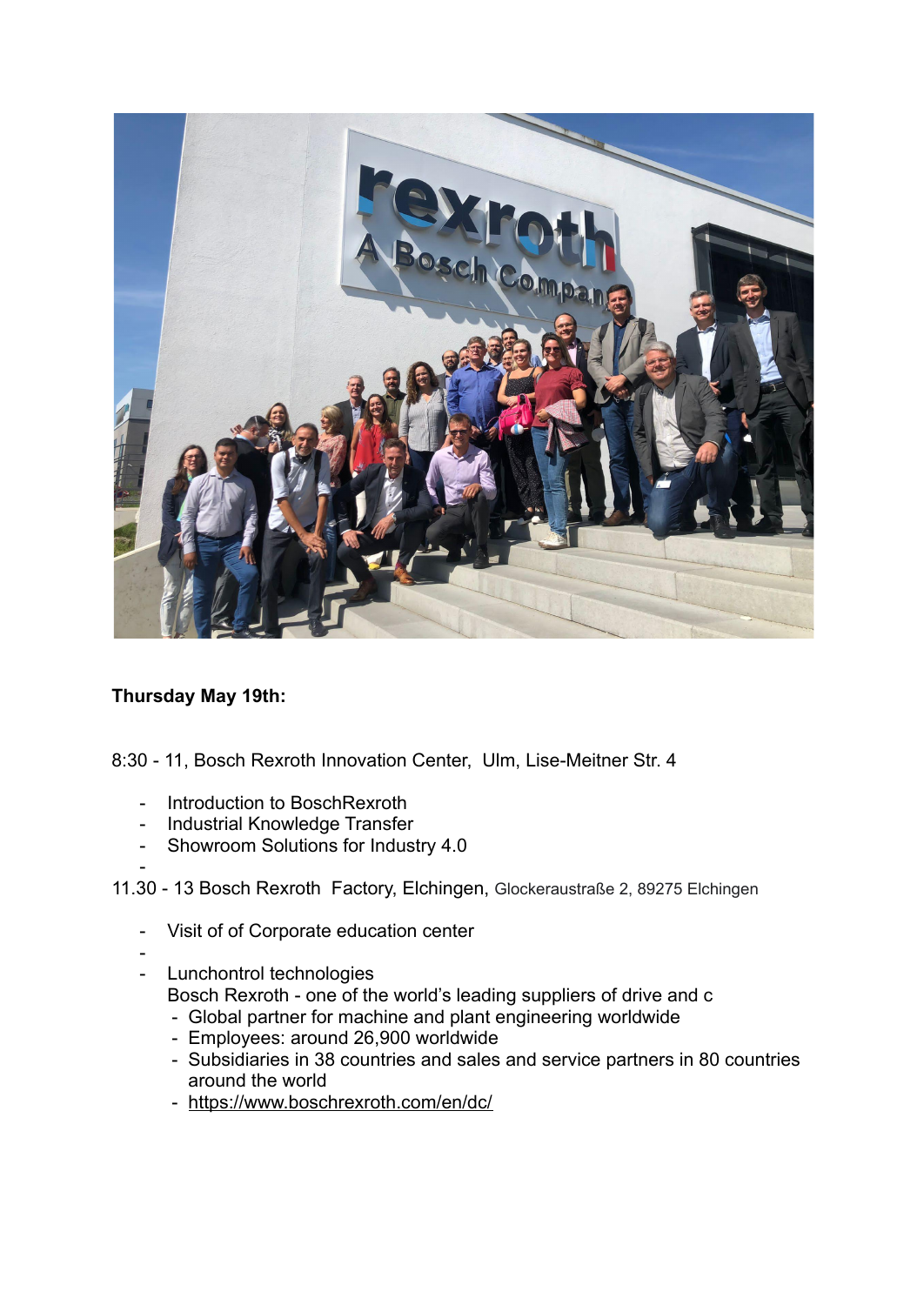**Thursday May 19th:**

8:30 - 11, Bosch Rexroth Innovation Center,  Ulm, Lise-Meitner Str. 4

- Introduction to BoschRexroth
- Industrial Knowledge Transfer
- Showroom Solutions for Industry 4.0
-

11.30 - 13 Bosch Rexroth  Factory, Elchingen, Glockeraustraße 2, 89275 Elchingen

- Visit of of Corporate education center
-
- Lunchontrol technologies
  Bosch Rexroth - one of the world's leading suppliers of drive and c
  - Global partner for machine and plant engineering worldwide
  - Employees: around 26,900 worldwide
  - Subsidiaries in 38 countries and sales and service partners in 80 countries around the world
  - https://www.boschrexroth.com/en/dc/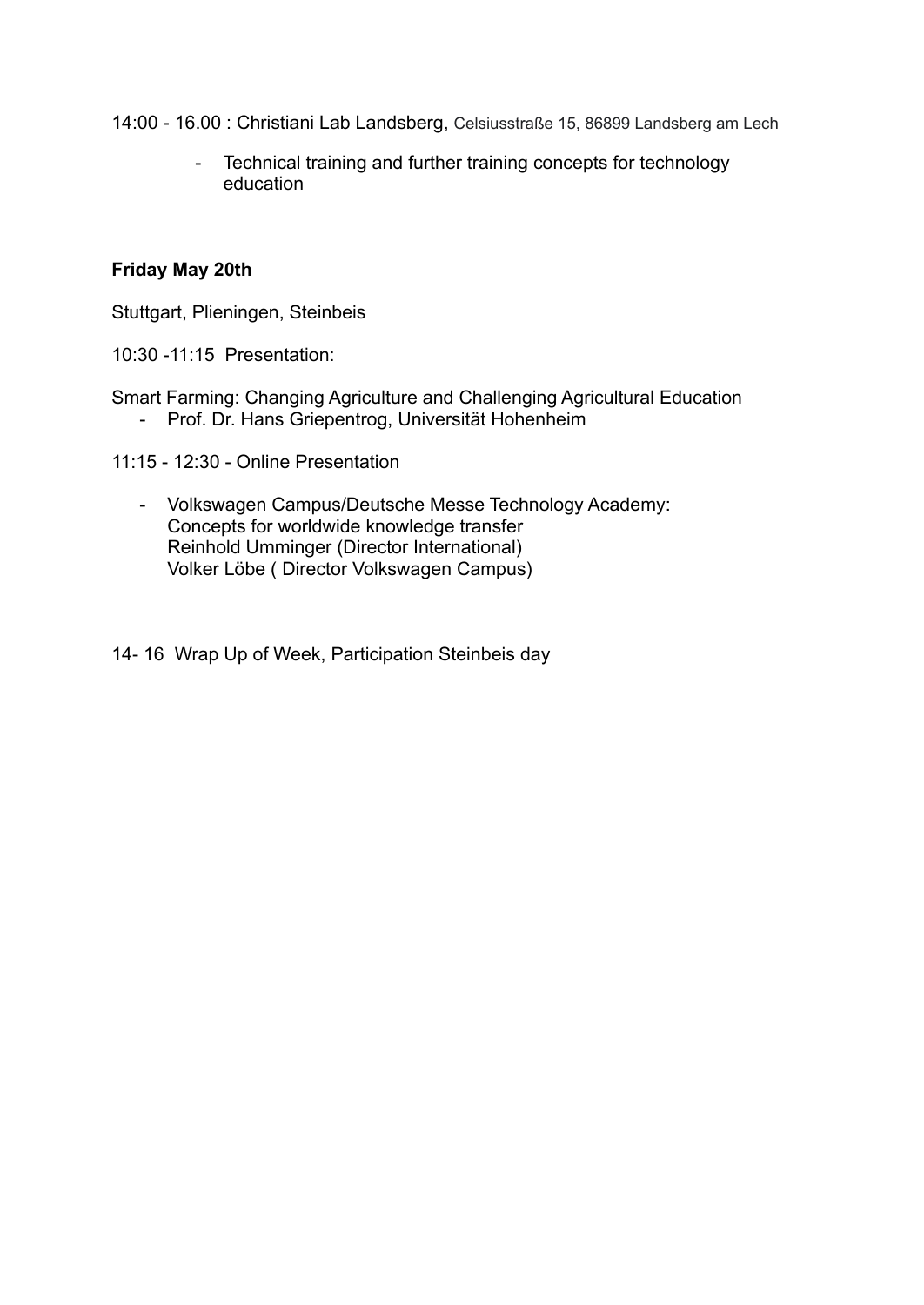14:00 - 16.00 : Christiani Lab Landsberg, Celsiusstraße 15, 86899 Landsberg am Lech

- Technical training and further training concepts for technology education

**Friday May 20th**

Stuttgart, Plieningen, Steinbeis

10:30 -11:15 Presentation:

Smart Farming: Changing Agriculture and Challenging Agricultural Education

- Prof. Dr. Hans Griepentrog, Universität Hohenheim

11:15 - 12:30 - Online Presentation

- Volkswagen Campus/Deutsche Messe Technology Academy:
  Concepts for worldwide knowledge transfer
  Reinhold Umminger (Director International)
  Volker Löbe ( Director Volkswagen Campus)

14- 16 Wrap Up of Week, Participation Steinbeis day